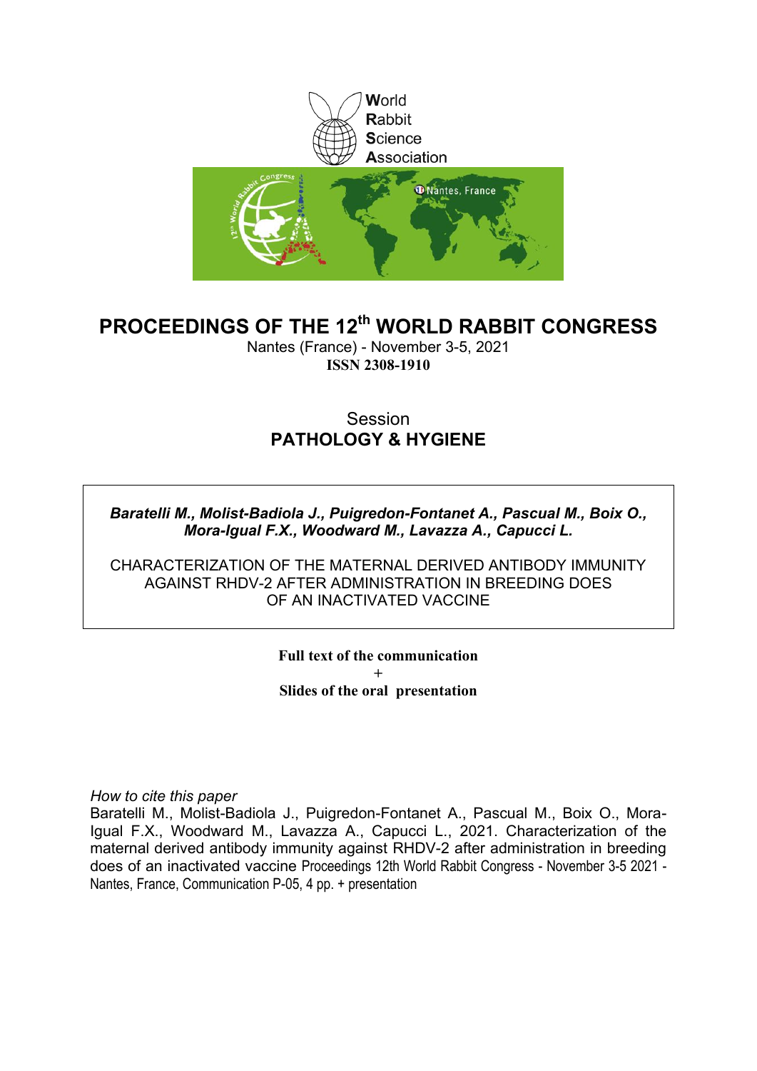World
Rabbit
Science
Association

# PROCEEDINGS OF THE 12th WORLD RABBIT CONGRESS

Nantes (France) - November 3-5, 2021
**ISSN 2308-1910**

## Session
## PATHOLOGY & HYGIENE

***Baratelli M., Molist-Badiola J., Puigredon-Fontanet A., Pascual M., Boix O., Mora-Igual F.X., Woodward M., Lavazza A., Capucci L.***

CHARACTERIZATION OF THE MATERNAL DERIVED ANTIBODY IMMUNITY AGAINST RHDV-2 AFTER ADMINISTRATION IN BREEDING DOES OF AN INACTIVATED VACCINE

**Full text of the communication**
**+**
**Slides of the oral presentation**

*How to cite this paper*
Baratelli M., Molist-Badiola J., Puigredon-Fontanet A., Pascual M., Boix O., Mora-Igual F.X., Woodward M., Lavazza A., Capucci L., 2021. Characterization of the maternal derived antibody immunity against RHDV-2 after administration in breeding does of an inactivated vaccine Proceedings 12th World Rabbit Congress - November 3-5 2021 - Nantes, France, Communication P-05, 4 pp. + presentation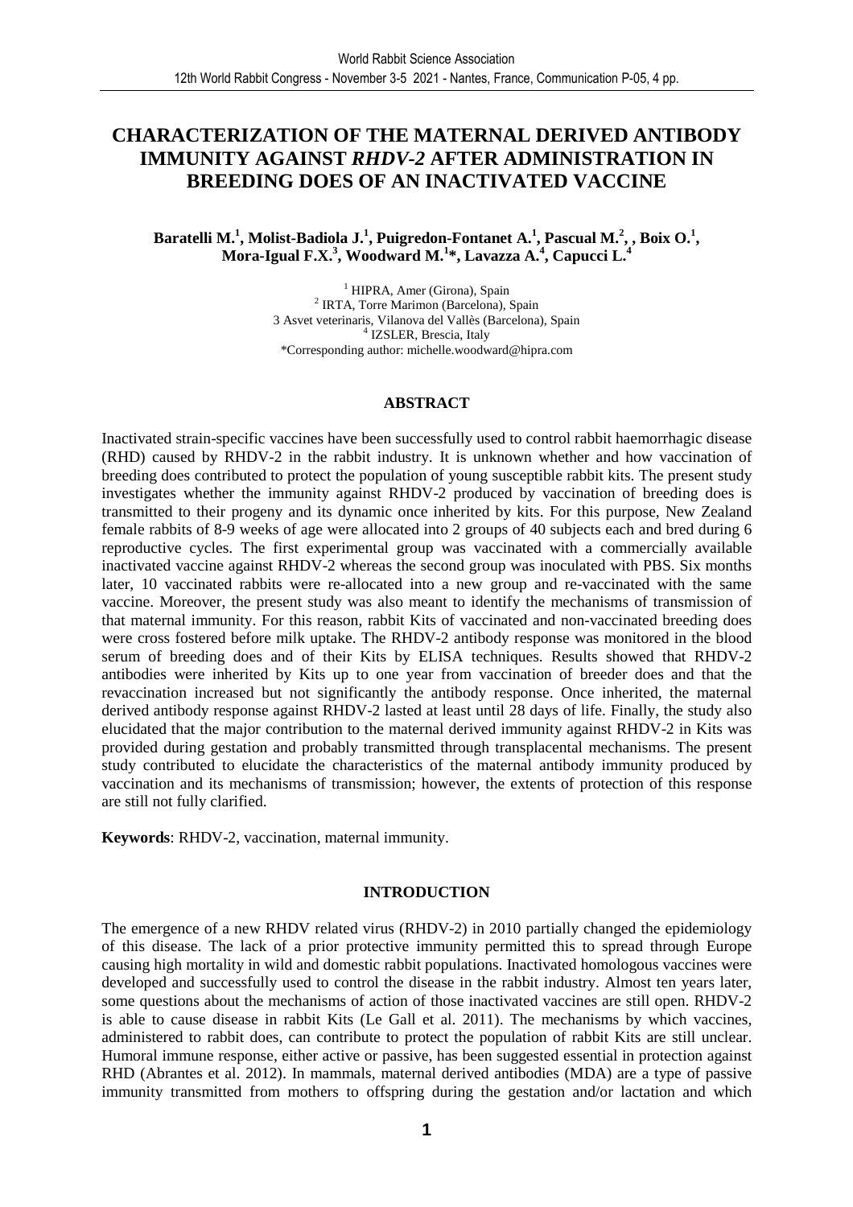# CHARACTERIZATION OF THE MATERNAL DERIVED ANTIBODY IMMUNITY AGAINST *RHDV-2* AFTER ADMINISTRATION IN BREEDING DOES OF AN INACTIVATED VACCINE

**Baratelli M.[1], Molist-Badiola J.[1], Puigredon-Fontanet A.[1], Pascual M.[2], , Boix O.[1], Mora-Igual F.X.[3], Woodward M.[1]*, Lavazza A.[4], Capucci L.[4]**

[1] HIPRA, Amer (Girona), Spain
[2] IRTA, Torre Marimon (Barcelona), Spain
3 Asvet veterinaris, Vilanova del Vallès (Barcelona), Spain
[4] IZSLER, Brescia, Italy
*Corresponding author: michelle.woodward@hipra.com

## ABSTRACT

Inactivated strain-specific vaccines have been successfully used to control rabbit haemorrhagic disease (RHD) caused by RHDV-2 in the rabbit industry. It is unknown whether and how vaccination of breeding does contributed to protect the population of young susceptible rabbit kits. The present study investigates whether the immunity against RHDV-2 produced by vaccination of breeding does is transmitted to their progeny and its dynamic once inherited by kits. For this purpose, New Zealand female rabbits of 8-9 weeks of age were allocated into 2 groups of 40 subjects each and bred during 6 reproductive cycles. The first experimental group was vaccinated with a commercially available inactivated vaccine against RHDV-2 whereas the second group was inoculated with PBS. Six months later, 10 vaccinated rabbits were re-allocated into a new group and re-vaccinated with the same vaccine. Moreover, the present study was also meant to identify the mechanisms of transmission of that maternal immunity. For this reason, rabbit Kits of vaccinated and non-vaccinated breeding does were cross fostered before milk uptake. The RHDV-2 antibody response was monitored in the blood serum of breeding does and of their Kits by ELISA techniques. Results showed that RHDV-2 antibodies were inherited by Kits up to one year from vaccination of breeder does and that the revaccination increased but not significantly the antibody response. Once inherited, the maternal derived antibody response against RHDV-2 lasted at least until 28 days of life. Finally, the study also elucidated that the major contribution to the maternal derived immunity against RHDV-2 in Kits was provided during gestation and probably transmitted through transplacental mechanisms. The present study contributed to elucidate the characteristics of the maternal antibody immunity produced by vaccination and its mechanisms of transmission; however, the extents of protection of this response are still not fully clarified.

**Keywords**: RHDV-2, vaccination, maternal immunity.

## INTRODUCTION

The emergence of a new RHDV related virus (RHDV-2) in 2010 partially changed the epidemiology of this disease. The lack of a prior protective immunity permitted this to spread through Europe causing high mortality in wild and domestic rabbit populations. Inactivated homologous vaccines were developed and successfully used to control the disease in the rabbit industry. Almost ten years later, some questions about the mechanisms of action of those inactivated vaccines are still open. RHDV-2 is able to cause disease in rabbit Kits (Le Gall et al. 2011). The mechanisms by which vaccines, administered to rabbit does, can contribute to protect the population of rabbit Kits are still unclear. Humoral immune response, either active or passive, has been suggested essential in protection against RHD (Abrantes et al. 2012). In mammals, maternal derived antibodies (MDA) are a type of passive immunity transmitted from mothers to offspring during the gestation and/or lactation and which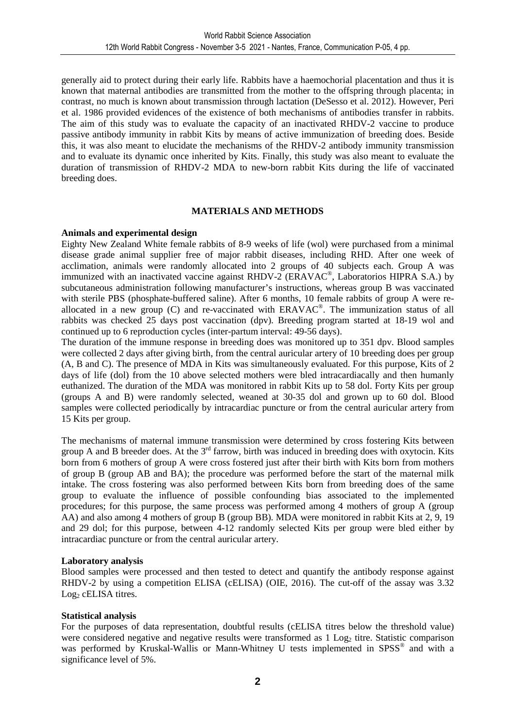generally aid to protect during their early life. Rabbits have a haemochorial placentation and thus it is known that maternal antibodies are transmitted from the mother to the offspring through placenta; in contrast, no much is known about transmission through lactation (DeSesso et al. 2012). However, Peri et al. 1986 provided evidences of the existence of both mechanisms of antibodies transfer in rabbits. The aim of this study was to evaluate the capacity of an inactivated RHDV-2 vaccine to produce passive antibody immunity in rabbit Kits by means of active immunization of breeding does. Beside this, it was also meant to elucidate the mechanisms of the RHDV-2 antibody immunity transmission and to evaluate its dynamic once inherited by Kits. Finally, this study was also meant to evaluate the duration of transmission of RHDV-2 MDA to new-born rabbit Kits during the life of vaccinated breeding does.

## MATERIALS AND METHODS

**Animals and experimental design**

Eighty New Zealand White female rabbits of 8-9 weeks of life (wol) were purchased from a minimal disease grade animal supplier free of major rabbit diseases, including RHD. After one week of acclimation, animals were randomly allocated into 2 groups of 40 subjects each. Group A was immunized with an inactivated vaccine against RHDV-2 (ERAVAC®, Laboratorios HIPRA S.A.) by subcutaneous administration following manufacturer's instructions, whereas group B was vaccinated with sterile PBS (phosphate-buffered saline). After 6 months, 10 female rabbits of group A were re-allocated in a new group (C) and re-vaccinated with ERAVAC®. The immunization status of all rabbits was checked 25 days post vaccination (dpv). Breeding program started at 18-19 wol and continued up to 6 reproduction cycles (inter-partum interval: 49-56 days).

The duration of the immune response in breeding does was monitored up to 351 dpv. Blood samples were collected 2 days after giving birth, from the central auricular artery of 10 breeding does per group (A, B and C). The presence of MDA in Kits was simultaneously evaluated. For this purpose, Kits of 2 days of life (dol) from the 10 above selected mothers were bled intracardiacally and then humanly euthanized. The duration of the MDA was monitored in rabbit Kits up to 58 dol. Forty Kits per group (groups A and B) were randomly selected, weaned at 30-35 dol and grown up to 60 dol. Blood samples were collected periodically by intracardiac puncture or from the central auricular artery from 15 Kits per group.

The mechanisms of maternal immune transmission were determined by cross fostering Kits between group A and B breeder does. At the 3rd farrow, birth was induced in breeding does with oxytocin. Kits born from 6 mothers of group A were cross fostered just after their birth with Kits born from mothers of group B (group AB and BA); the procedure was performed before the start of the maternal milk intake. The cross fostering was also performed between Kits born from breeding does of the same group to evaluate the influence of possible confounding bias associated to the implemented procedures; for this purpose, the same process was performed among 4 mothers of group A (group AA) and also among 4 mothers of group B (group BB). MDA were monitored in rabbit Kits at 2, 9, 19 and 29 dol; for this purpose, between 4-12 randomly selected Kits per group were bled either by intracardiac puncture or from the central auricular artery.

**Laboratory analysis**

Blood samples were processed and then tested to detect and quantify the antibody response against RHDV-2 by using a competition ELISA (cELISA) (OIE, 2016). The cut-off of the assay was 3.32 $Log_2$ cELISA titres.

**Statistical analysis**

For the purposes of data representation, doubtful results (cELISA titres below the threshold value) were considered negative and negative results were transformed as 1 $Log_2$ titre. Statistic comparison was performed by Kruskal-Wallis or Mann-Whitney U tests implemented in SPSS® and with a significance level of 5%.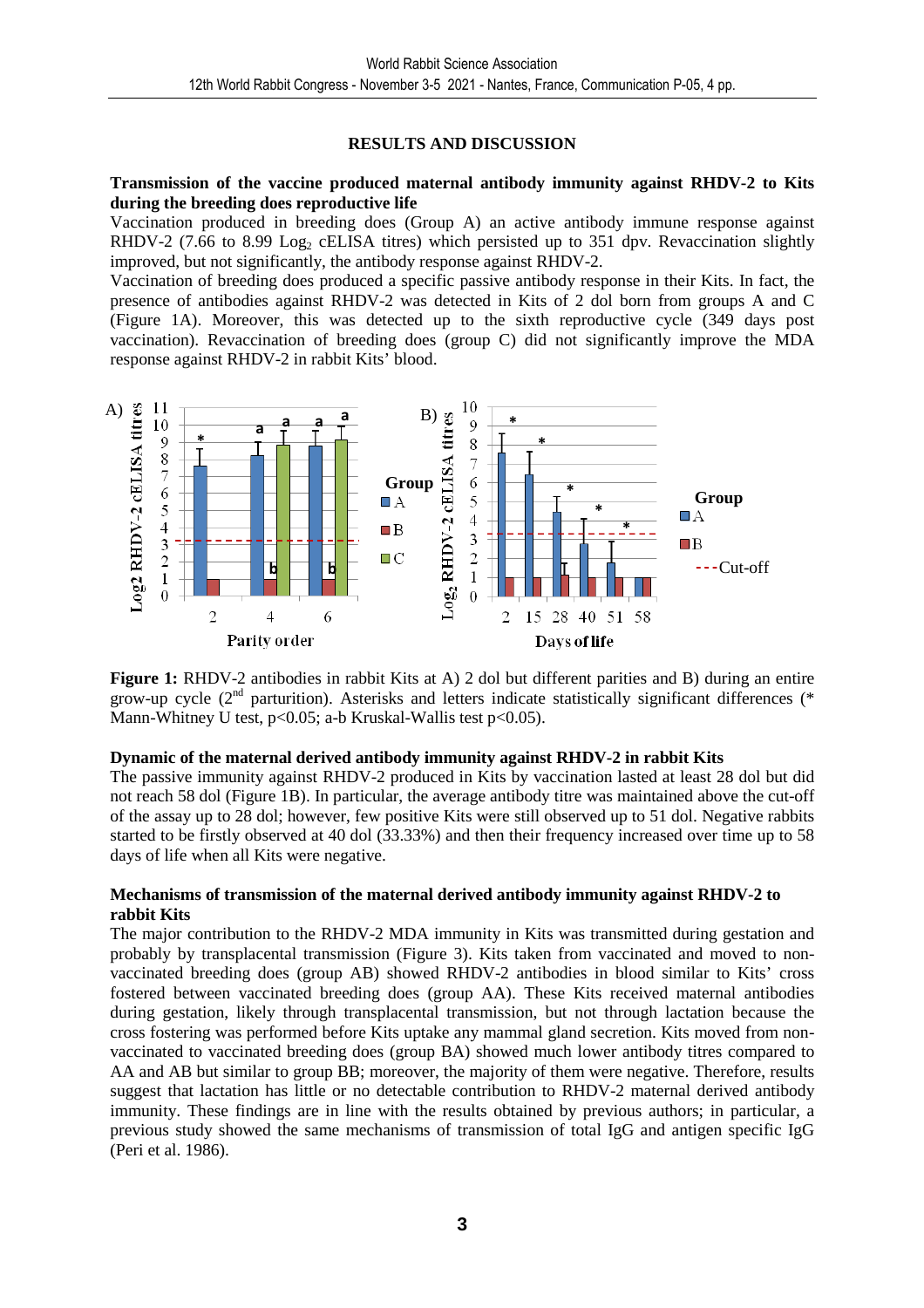## RESULTS AND DISCUSSION

### Transmission of the vaccine produced maternal antibody immunity against RHDV-2 to Kits during the breeding does reproductive life

Vaccination produced in breeding does (Group A) an active antibody immune response against RHDV-2 (7.66 to 8.99 $Log_2$ cELISA titres) which persisted up to 351 dpv. Revaccination slightly improved, but not significantly, the antibody response against RHDV-2.

Vaccination of breeding does produced a specific passive antibody response in their Kits. In fact, the presence of antibodies against RHDV-2 was detected in Kits of 2 dol born from groups A and C (Figure 1A). Moreover, this was detected up to the sixth reproductive cycle (349 days post vaccination). Revaccination of breeding does (group C) did not significantly improve the MDA response against RHDV-2 in rabbit Kits' blood.

**Figure 1:** RHDV-2 antibodies in rabbit Kits at A) 2 dol but different parities and B) during an entire grow-up cycle (2[nd] parturition). Asterisks and letters indicate statistically significant differences (* Mann-Whitney U test, $p<0.05$; a-b Kruskal-Wallis test $p<0.05$).

### Dynamic of the maternal derived antibody immunity against RHDV-2 in rabbit Kits

The passive immunity against RHDV-2 produced in Kits by vaccination lasted at least 28 dol but did not reach 58 dol (Figure 1B). In particular, the average antibody titre was maintained above the cut-off of the assay up to 28 dol; however, few positive Kits were still observed up to 51 dol. Negative rabbits started to be firstly observed at 40 dol (33.33%) and then their frequency increased over time up to 58 days of life when all Kits were negative.

### Mechanisms of transmission of the maternal derived antibody immunity against RHDV-2 to rabbit Kits

The major contribution to the RHDV-2 MDA immunity in Kits was transmitted during gestation and probably by transplacental transmission (Figure 3). Kits taken from vaccinated and moved to non-vaccinated breeding does (group AB) showed RHDV-2 antibodies in blood similar to Kits' cross fostered between vaccinated breeding does (group AA). These Kits received maternal antibodies during gestation, likely through transplacental transmission, but not through lactation because the cross fostering was performed before Kits uptake any mammal gland secretion. Kits moved from non-vaccinated to vaccinated breeding does (group BA) showed much lower antibody titres compared to AA and AB but similar to group BB; moreover, the majority of them were negative. Therefore, results suggest that lactation has little or no detectable contribution to RHDV-2 maternal derived antibody immunity. These findings are in line with the results obtained by previous authors; in particular, a previous study showed the same mechanisms of transmission of total IgG and antigen specific IgG (Peri et al. 1986).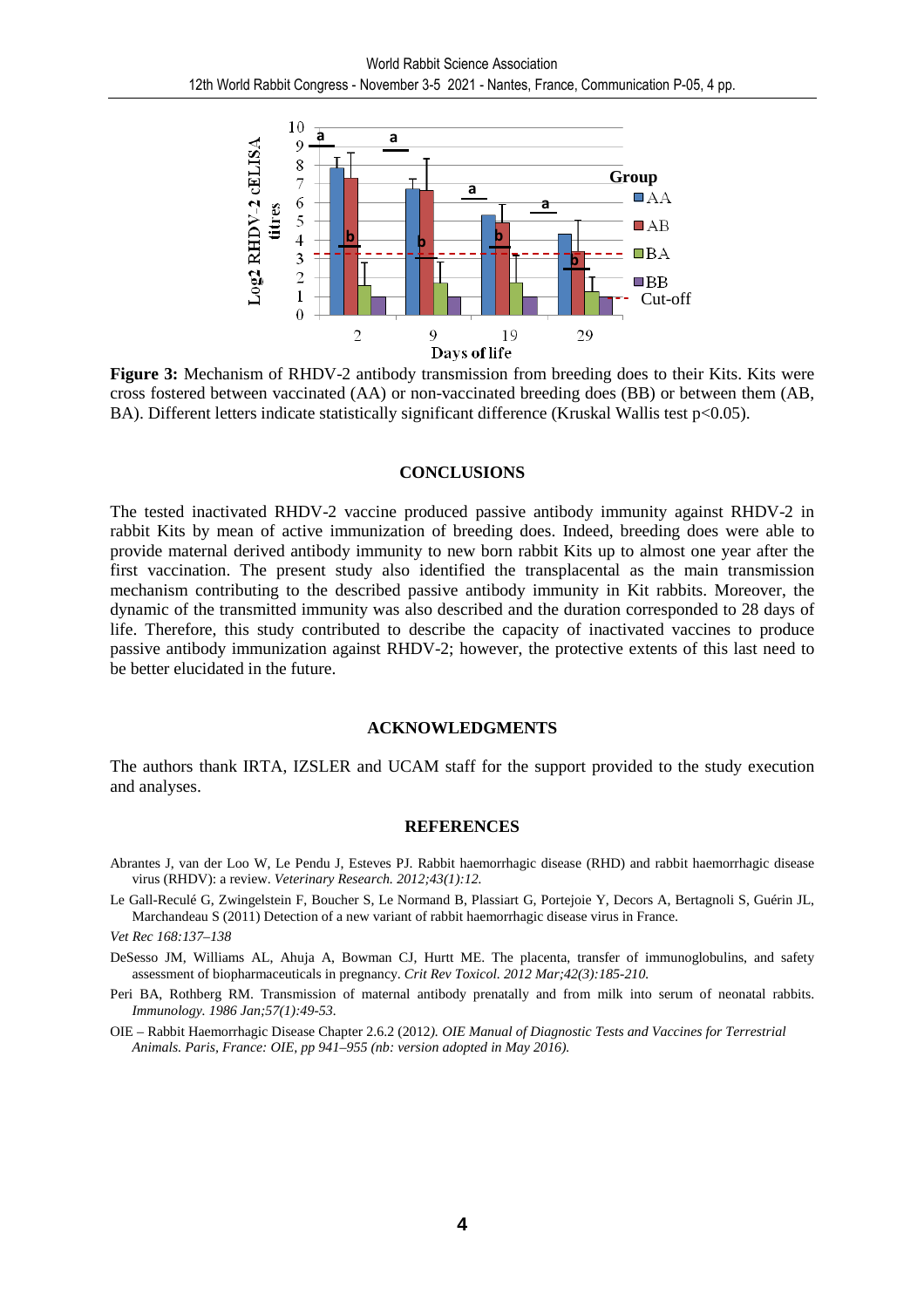**Figure 3:** Mechanism of RHDV-2 antibody transmission from breeding does to their Kits. Kits were cross fostered between vaccinated (AA) or non-vaccinated breeding does (BB) or between them (AB, BA). Different letters indicate statistically significant difference (Kruskal Wallis test $p<0.05$).

## CONCLUSIONS

The tested inactivated RHDV-2 vaccine produced passive antibody immunity against RHDV-2 in rabbit Kits by mean of active immunization of breeding does. Indeed, breeding does were able to provide maternal derived antibody immunity to new born rabbit Kits up to almost one year after the first vaccination. The present study also identified the transplacental as the main transmission mechanism contributing to the described passive antibody immunity in Kit rabbits. Moreover, the dynamic of the transmitted immunity was also described and the duration corresponded to 28 days of life. Therefore, this study contributed to describe the capacity of inactivated vaccines to produce passive antibody immunization against RHDV-2; however, the protective extents of this last need to be better elucidated in the future.

## ACKNOWLEDGMENTS

The authors thank IRTA, IZSLER and UCAM staff for the support provided to the study execution and analyses.

## REFERENCES

Abrantes J, van der Loo W, Le Pendu J, Esteves PJ. Rabbit haemorrhagic disease (RHD) and rabbit haemorrhagic disease virus (RHDV): a review. *Veterinary Research. 2012;43(1):12.*

Le Gall-Reculé G, Zwingelstein F, Boucher S, Le Normand B, Plassiart G, Portejoie Y, Decors A, Bertagnoli S, Guérin JL, Marchandeau S (2011) Detection of a new variant of rabbit haemorrhagic disease virus in France.

*Vet Rec 168:137–138*

DeSesso JM, Williams AL, Ahuja A, Bowman CJ, Hurtt ME. The placenta, transfer of immunoglobulins, and safety assessment of biopharmaceuticals in pregnancy. *Crit Rev Toxicol. 2012 Mar;42(3):185-210.*

Peri BA, Rothberg RM. Transmission of maternal antibody prenatally and from milk into serum of neonatal rabbits. *Immunology. 1986 Jan;57(1):49-53.*

OIE – Rabbit Haemorrhagic Disease Chapter 2.6.2 (2012*). OIE Manual of Diagnostic Tests and Vaccines for Terrestrial Animals. Paris, France: OIE, pp 941–955 (nb: version adopted in May 2016).*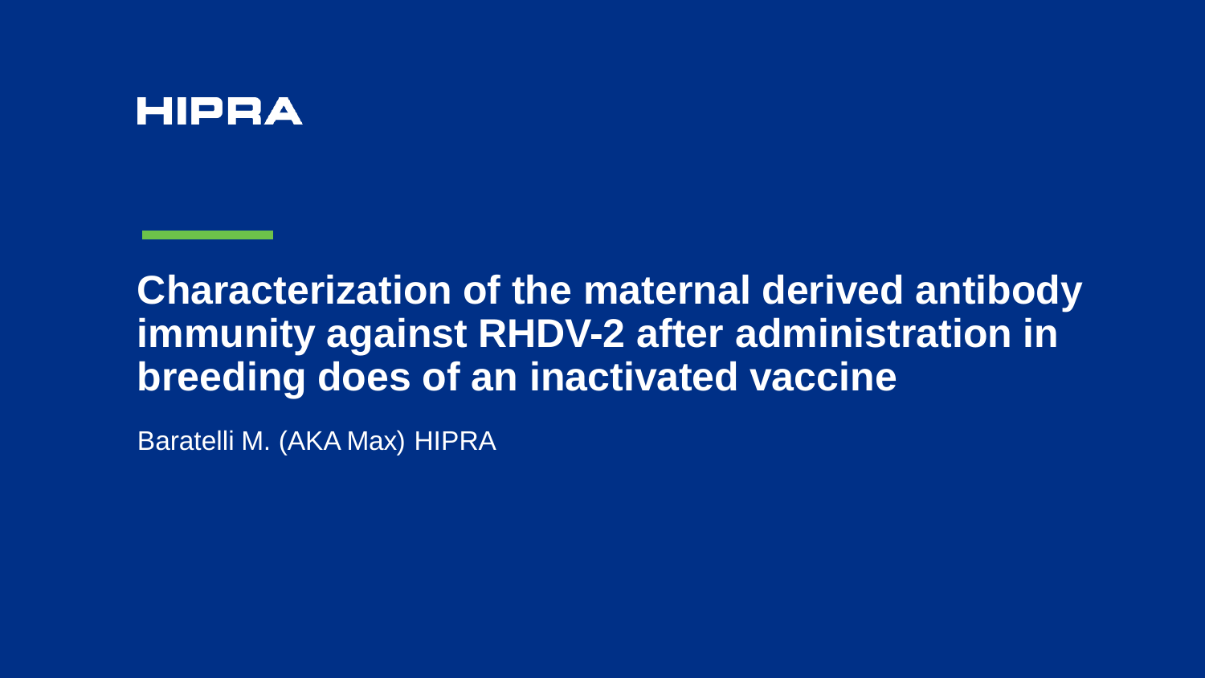HIPRA

# Characterization of the maternal derived antibody immunity against RHDV-2 after administration in breeding does of an inactivated vaccine

Baratelli M. (AKA Max) HIPRA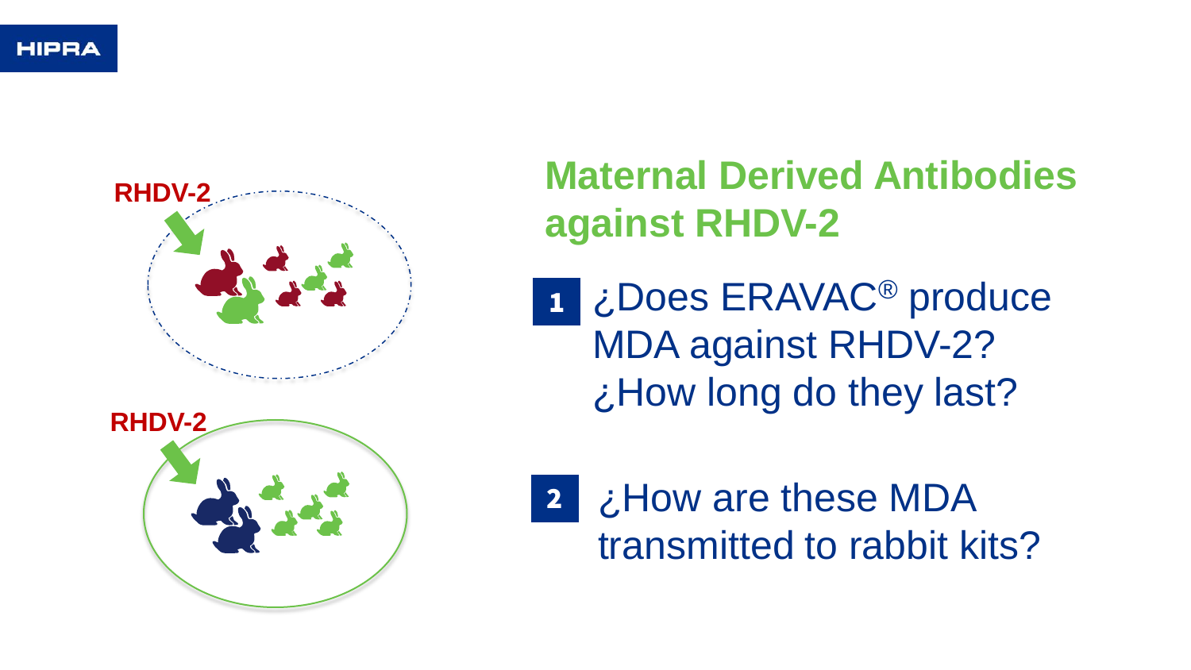RHDV-2

RHDV-2

## Maternal Derived Antibodies against RHDV-2

1. ¿Does ERAVAC® produce MDA against RHDV-2? ¿How long do they last?

2. ¿How are these MDA transmitted to rabbit kits?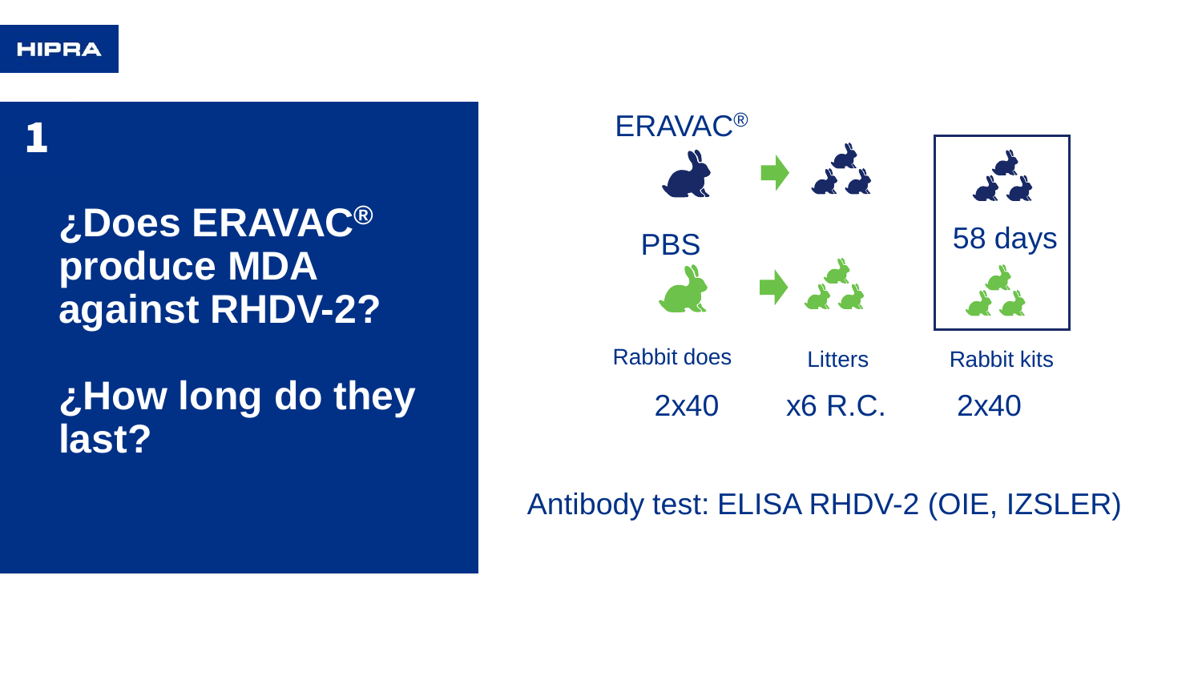# 1

## ¿Does ERAVAC® produce MDA against RHDV-2?

## ¿How long do they last?

ERAVAC®

PBS

58 days

| Rabbit does | Litters | Rabbit kits |
| --- | --- | --- |
| 2x40 | x6 R.C. | 2x40 |

Antibody test: ELISA RHDV-2 (OIE, IZSLER)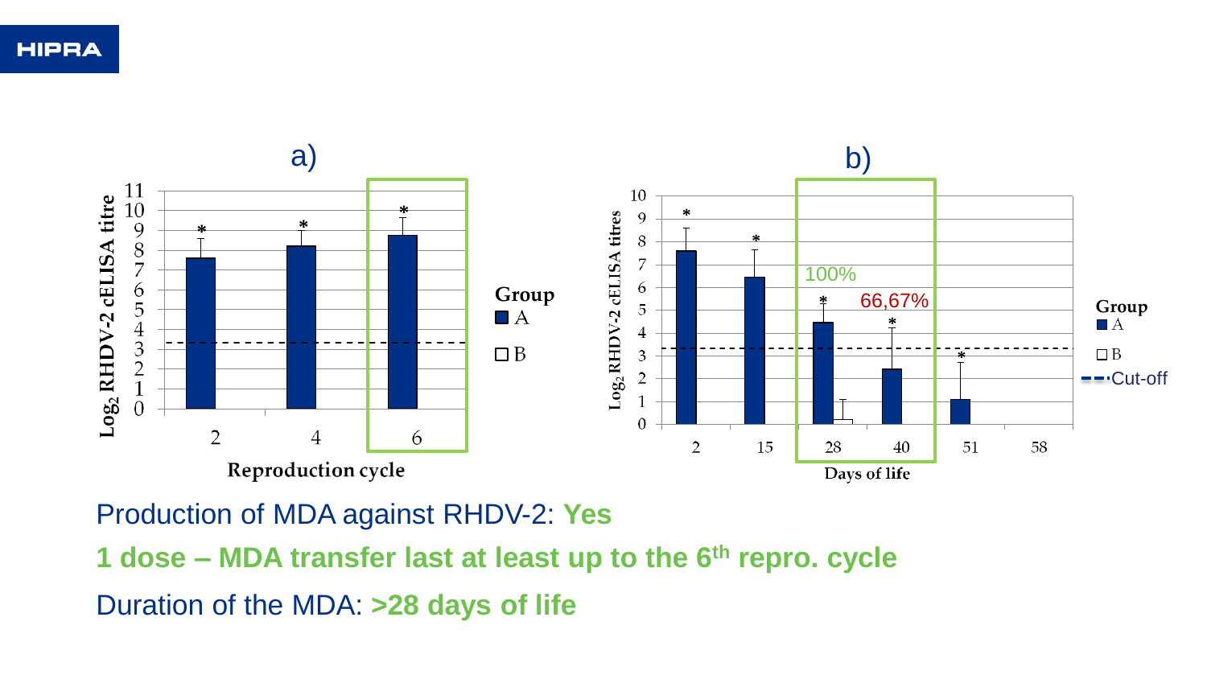a)

b)

Production of MDA against RHDV-2: **Yes**

**1 dose – MDA transfer last at least up to the 6th repro. cycle**

Duration of the MDA: **>28 days of life**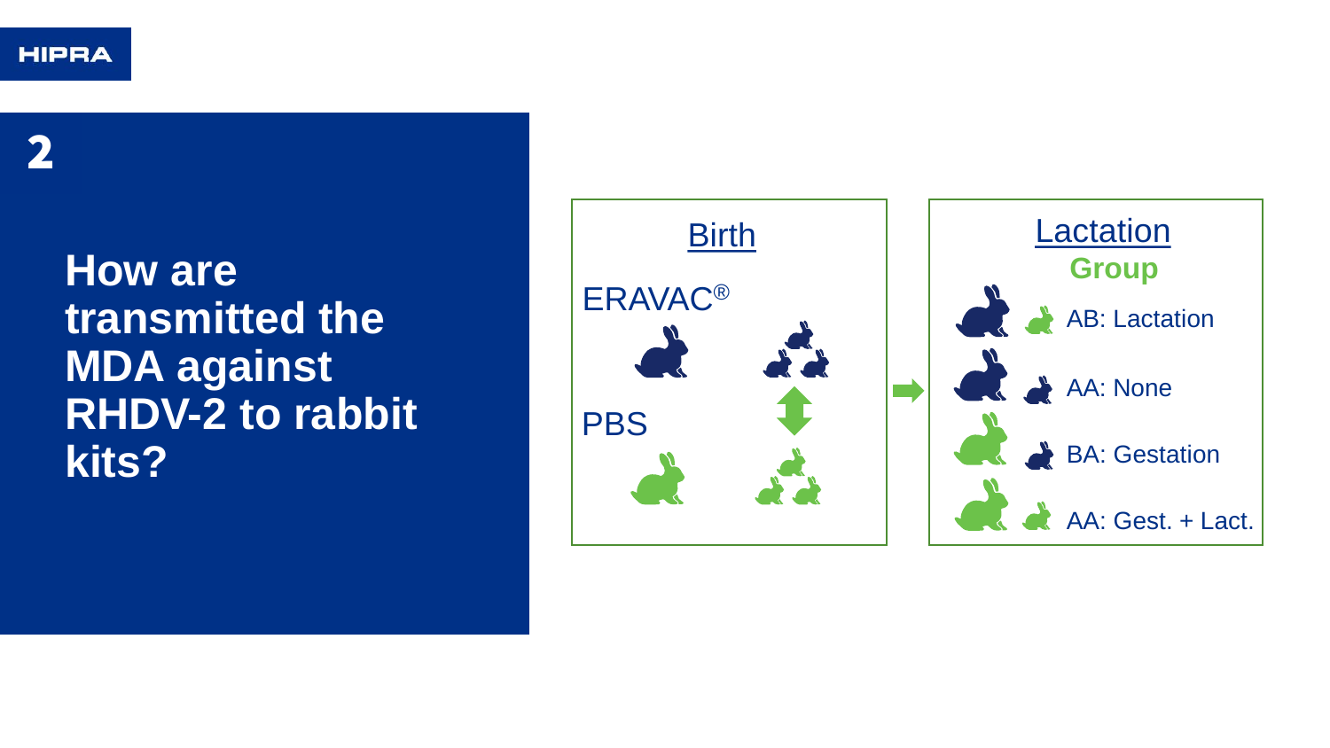## 2

# How are transmitted the MDA against RHDV-2 to rabbit kits?

**Birth**

ERAVAC®

PBS

**Lactation**

**Group**

- AB: Lactation
- AA: None
- BA: Gestation
- AA: Gest. + Lact.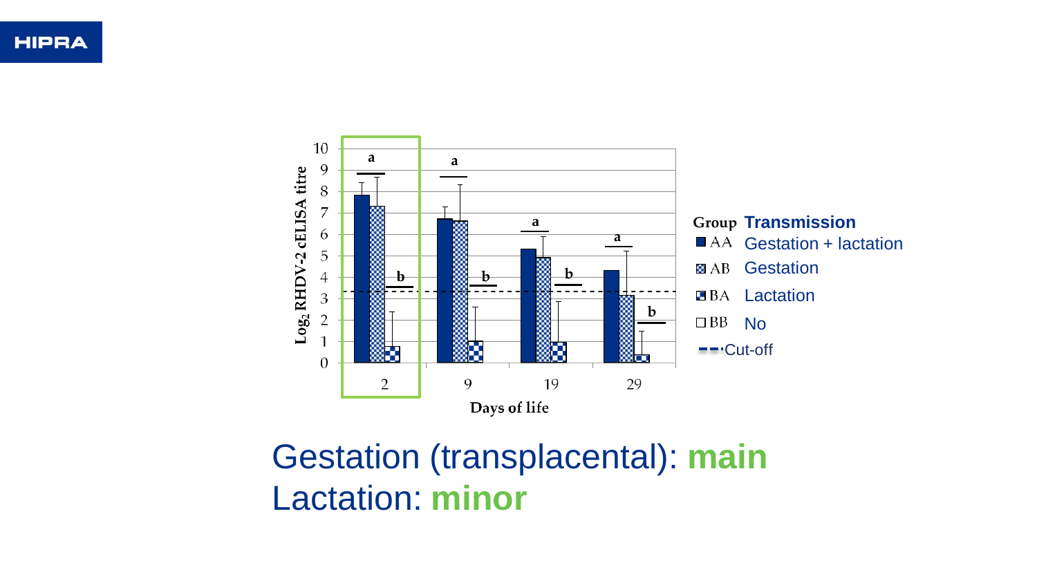Log$_2$ RHDV-2 cELISA titre

Days of life

| Group | Transmission |
| --- | --- |
| AA | Gestation + lactation |
| AB | Gestation |
| BA | Lactation |
| BB | No |
| Cut-off | |

Gestation (transplacental): **main**

Lactation: **minor**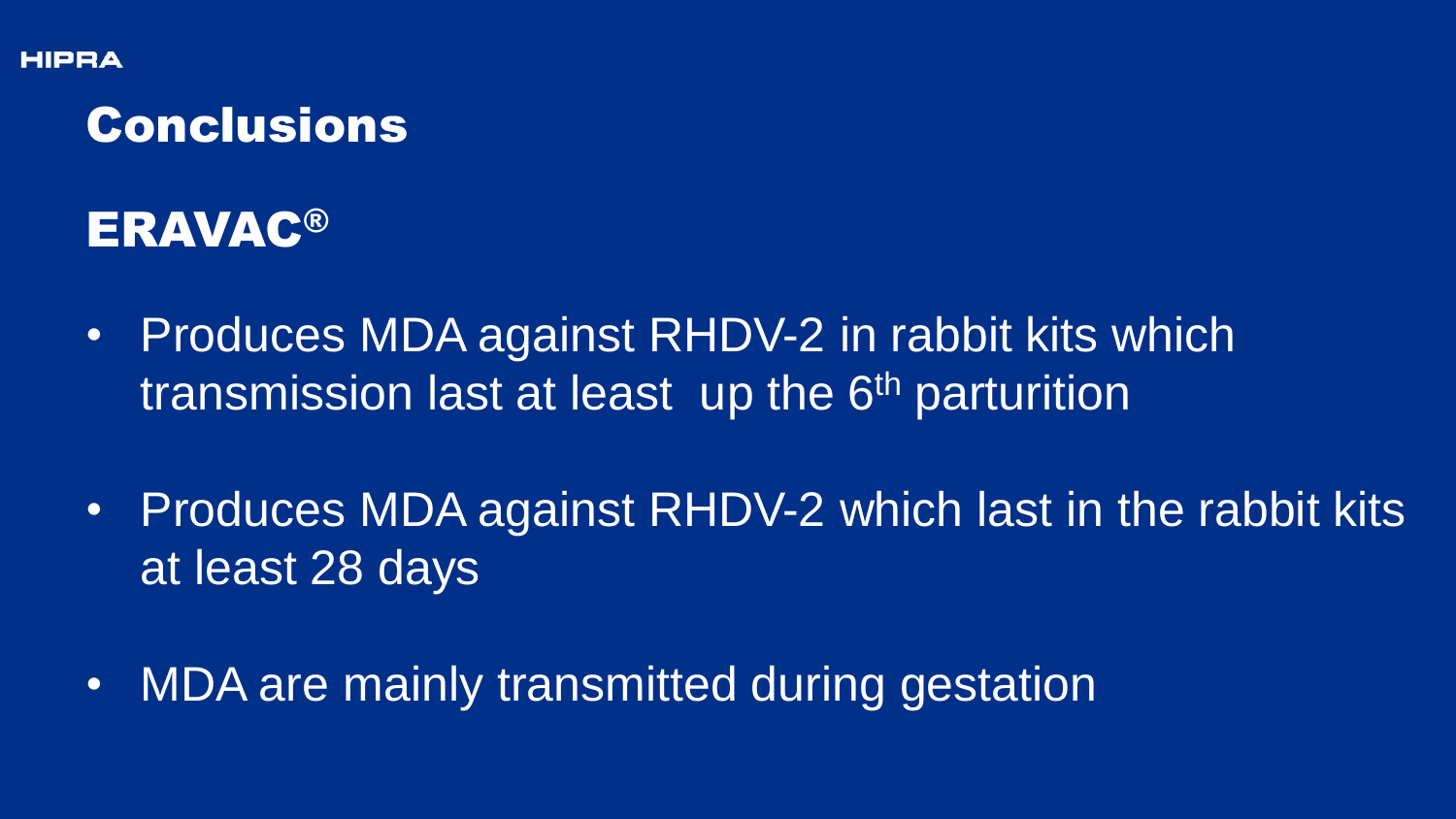# Conclusions

## ERAVAC®

- Produces MDA against RHDV-2 in rabbit kits which transmission last at least up the 6th parturition
- Produces MDA against RHDV-2 which last in the rabbit kits at least 28 days
- MDA are mainly transmitted during gestation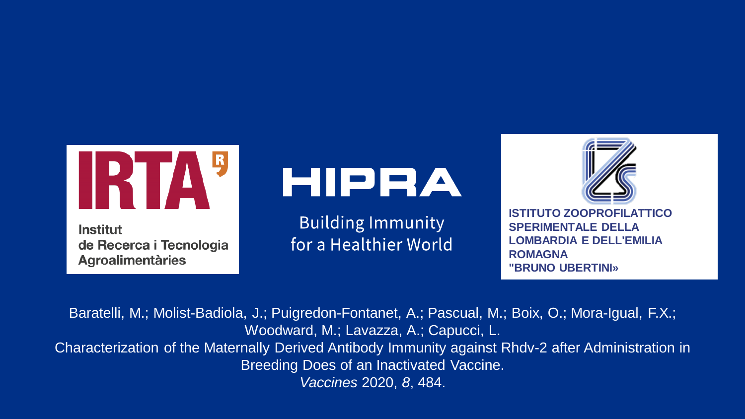IRTA

Institut de Recerca i Tecnologia Agroalimentàries

HIPRA

Building Immunity for a Healthier World

ISTITUTO ZOOPROFILATTICO SPERIMENTALE DELLA LOMBARDIA E DELL'EMILIA ROMAGNA "BRUNO UBERTINI»

Baratelli, M.; Molist-Badiola, J.; Puigredon-Fontanet, A.; Pascual, M.; Boix, O.; Mora-Igual, F.X.; Woodward, M.; Lavazza, A.; Capucci, L.
Characterization of the Maternally Derived Antibody Immunity against Rhdv-2 after Administration in Breeding Does of an Inactivated Vaccine.
*Vaccines* 2020, *8*, 484.